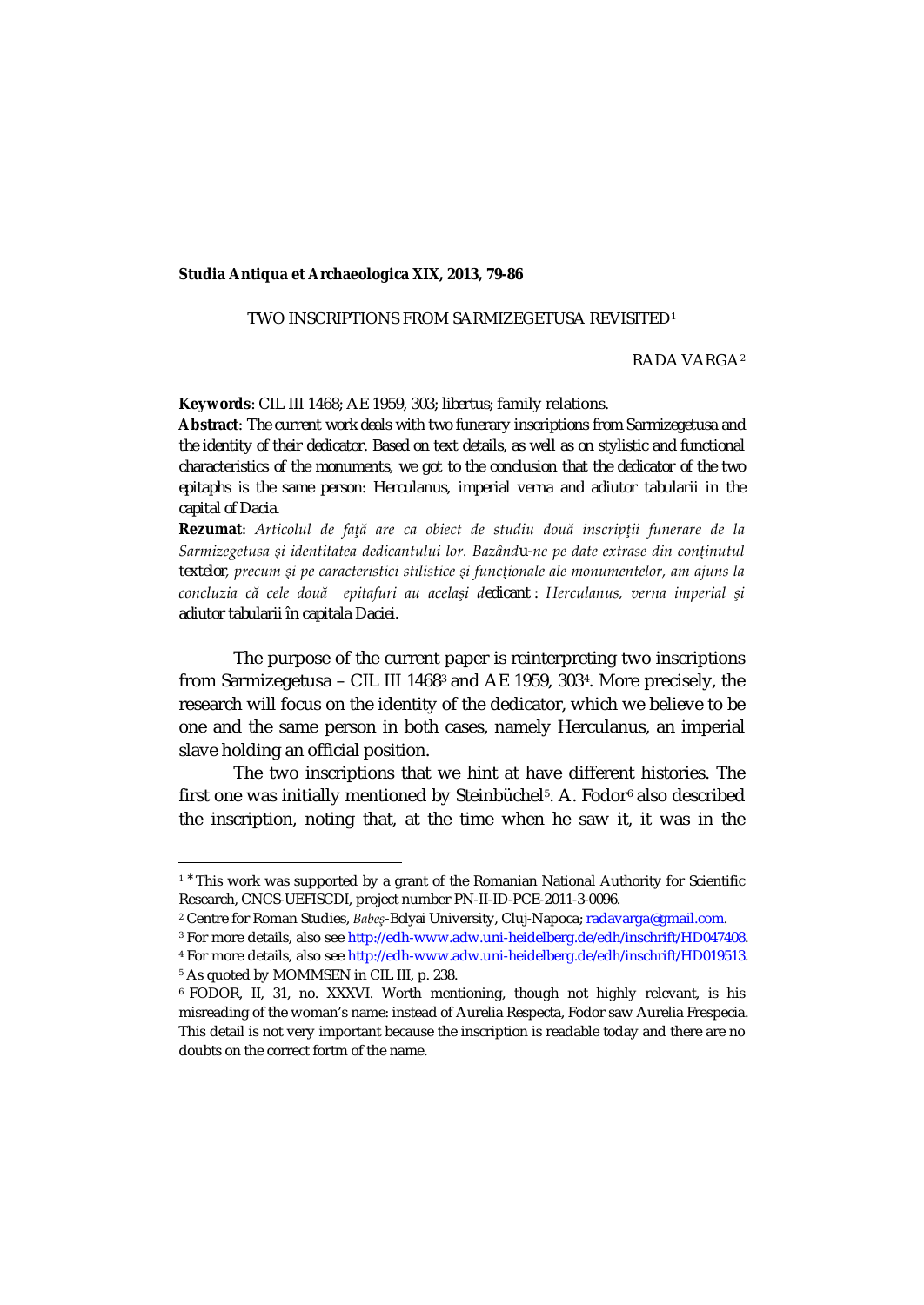**Studia Antiqua et Archaeologica XIX, 2013, 79-86**

# TWO INSCRIPTIONS FROM SARMIZEGETUSA REVISITED[1]

RADA VARGA[2]

**Keywords**: CIL III 1468; AE 1959, 303; *libertus*; family relations.

**Abstract**: *The current work deals with two funerary inscriptions from Sarmizegetusa and the identity of their dedicator. Based on text details, as well as on stylistic and functional characteristics of the monuments, we got to the conclusion that the dedicator of the two epitaphs is the same person: Herculanus, imperial verna and adiutor tabularii in the capital of Dacia.*

**Rezumat**: *Articolul de față are ca obiect de studiu două inscripţii funerare de la Sarmizegetusa şi identitatea dedicantului lor. Bazându-ne pe date extrase din conţinutul textelor, precum şi pe caracteristici stilistice şi funcţionale ale monumentelor, am ajuns la concluzia că cele două epitafuri au acelaşi dedicant: Herculanus, verna imperial şi adiutor tabularii în capitala Daciei.*

The purpose of the current paper is reinterpreting two inscriptions from Sarmizegetusa – CIL III 1468[3] and AE 1959, 303[4]. More precisely, the research will focus on the identity of the dedicator, which we believe to be one and the same person in both cases, namely Herculanus, an imperial slave holding an official position.

The two inscriptions that we hint at have different histories. The first one was initially mentioned by Steinbüchel[5]. A. Fodor[6] also described the inscription, noting that, at the time when he saw it, it was in the

---

[1] * This work was supported by a grant of the Romanian National Authority for Scientific Research, CNCS-UEFISCDI, project number PN-II-ID-PCE-2011-3-0096.

[2] Centre for Roman Studies, *Babeș*-Bolyai University, Cluj-Napoca; radavarga@gmail.com.

[3] For more details, also see http://edh-www.adw.uni-heidelberg.de/edh/inschrift/HD047408.

[4] For more details, also see http://edh-www.adw.uni-heidelberg.de/edh/inschrift/HD019513.

[5] As quoted by MOMMSEN in CIL III, p. 238.

[6] FODOR, II, 31, no. XXXVI. Worth mentioning, though not highly relevant, is his misreading of the woman's name: instead of Aurelia Respecta, Fodor saw Aurelia Frespecia. This detail is not very important because the inscription is readable today and there are no doubts on the correct fortm of the name.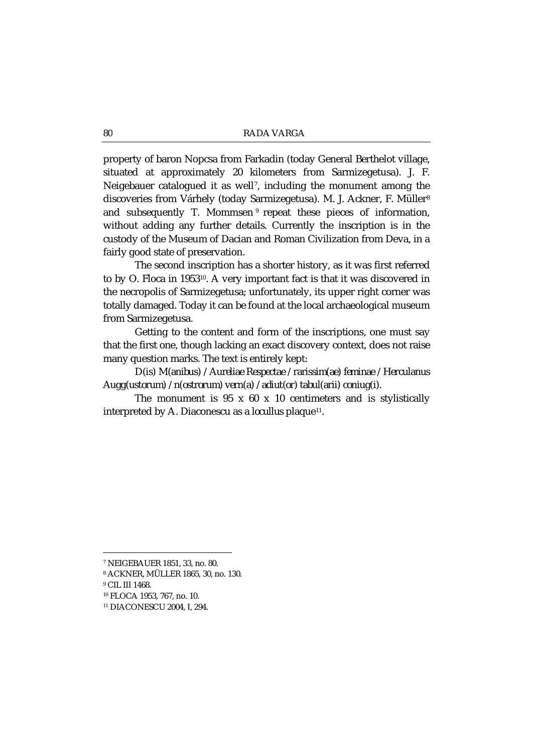property of baron Nopcsa from Farkadin (today General Berthelot village, situated at approximately 20 kilometers from Sarmizegetusa). J. F. Neigebauer catalogued it as well[7], including the monument among the discoveries from Várhely (today Sarmizegetusa). M. J. Ackner, F. Müller[8] and subsequently T. Mommsen[9] repeat these pieces of information, without adding any further details. Currently the inscription is in the custody of the Museum of Dacian and Roman Civilization from Deva, in a fairly good state of preservation.

The second inscription has a shorter history, as it was first referred to by O. Floca in 1953[10]. A very important fact is that it was discovered in the necropolis of Sarmizegetusa; unfortunately, its upper right corner was totally damaged. Today it can be found at the local archaeological museum from Sarmizegetusa.

Getting to the content and form of the inscriptions, one must say that the first one, though lacking an exact discovery context, does not raise many question marks. The text is entirely kept:

*D(is) M(anibus) / Aureliae Respectae / rarissim(ae) feminae / Herculanus Augg(ustorum) / n(ostrorum) vern(a) / adiut(or) tabul(arii) coniug(i).*

The monument is 95 x 60 x 10 centimeters and is stylistically interpreted by A. Diaconescu as a locullus plaque[11].

---

[7] NEIGEBAUER 1851, 33, no. 80.

[8] ACKNER, MÜLLER 1865, 30, no. 130.

[9] CIL III 1468.

[10] FLOCA 1953, 767, no. 10.

[11] DIACONESCU 2004, I, 294.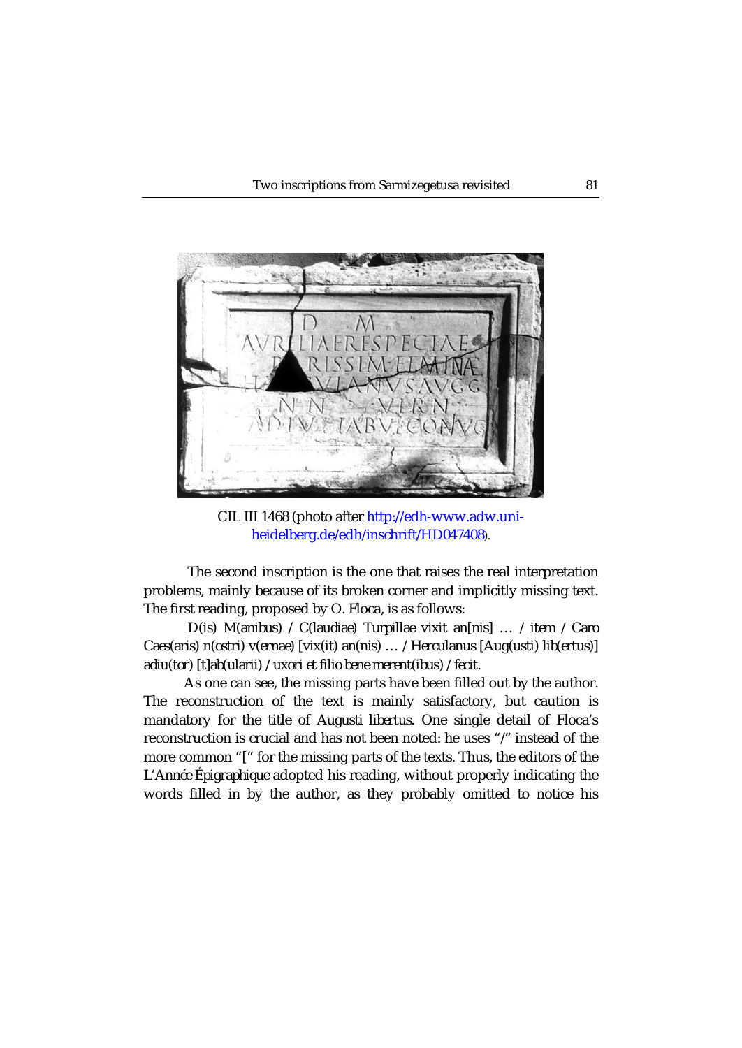CIL III 1468 (photo after http://edh-www.adw.uni-heidelberg.de/edh/inschrift/HD047408).

The second inscription is the one that raises the real interpretation problems, mainly because of its broken corner and implicitly missing text. The first reading, proposed by O. Floca, is as follows:

*D(is) M(anibus) / C(laudiae) Turpillae vixit an[nis] … / item / Caro Caes(aris) n(ostri) v(ernae) [vix(it) an(nis) … / Herculanus [Aug(usti) lib(ertus)] adiu(tor) [t]ab(ularii) / uxori et filio bene merent(ibus) / fecit.*

As one can see, the missing parts have been filled out by the author. The reconstruction of the text is mainly satisfactory, but caution is mandatory for the title of *Augusti libertus*. One single detail of Floca's reconstruction is crucial and has not been noted: he uses "/" instead of the more common "[" for the missing parts of the texts. Thus, the editors of the *L'Année Épigraphique* adopted his reading, without properly indicating the words filled in by the author, as they probably omitted to notice his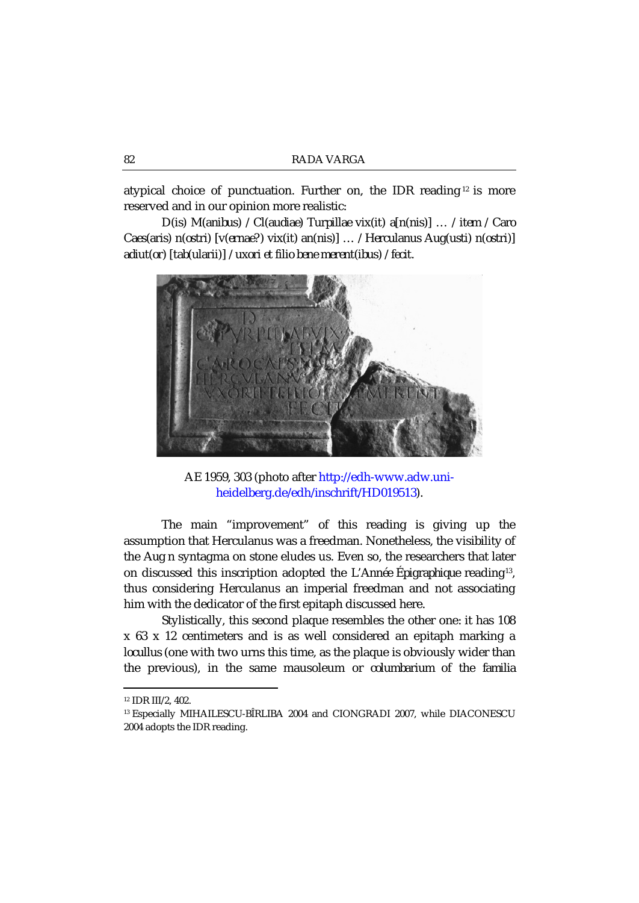atypical choice of punctuation. Further on, the IDR reading[12] is more reserved and in our opinion more realistic:

*D(is) M(anibus) / Cl(audiae) Turpillae vix(it) a[n(nis)] … / item / Caro Caes(aris) n(ostri) [v(ernae?) vix(it) an(nis)] … / Herculanus Aug(usti) n(ostri)] adiut(or) [tab(ularii)] / uxori et filio bene merent(ibus) / fecit.*

AE 1959, 303 (photo after http://edh-www.adw.uni-heidelberg.de/edh/inschrift/HD019513).

The main "improvement" of this reading is giving up the assumption that Herculanus was a freedman. Nonetheless, the visibility of the Aug n syntagma on stone eludes us. Even so, the researchers that later on discussed this inscription adopted the L'Année Épigraphique reading[13], thus considering Herculanus an imperial freedman and not associating him with the dedicator of the first epitaph discussed here.

Stylistically, this second plaque resembles the other one: it has 108 x 63 x 12 centimeters and is as well considered an epitaph marking a *locullus* (one with two urns this time, as the plaque is obviously wider than the previous), in the same mausoleum or *columbarium* of the *familia*

---

[12] IDR III/2, 402.

[13] Especially MIHAILESCU-BÎRLIBA 2004 and CIONGRADI 2007, while DIACONESCU 2004 adopts the IDR reading.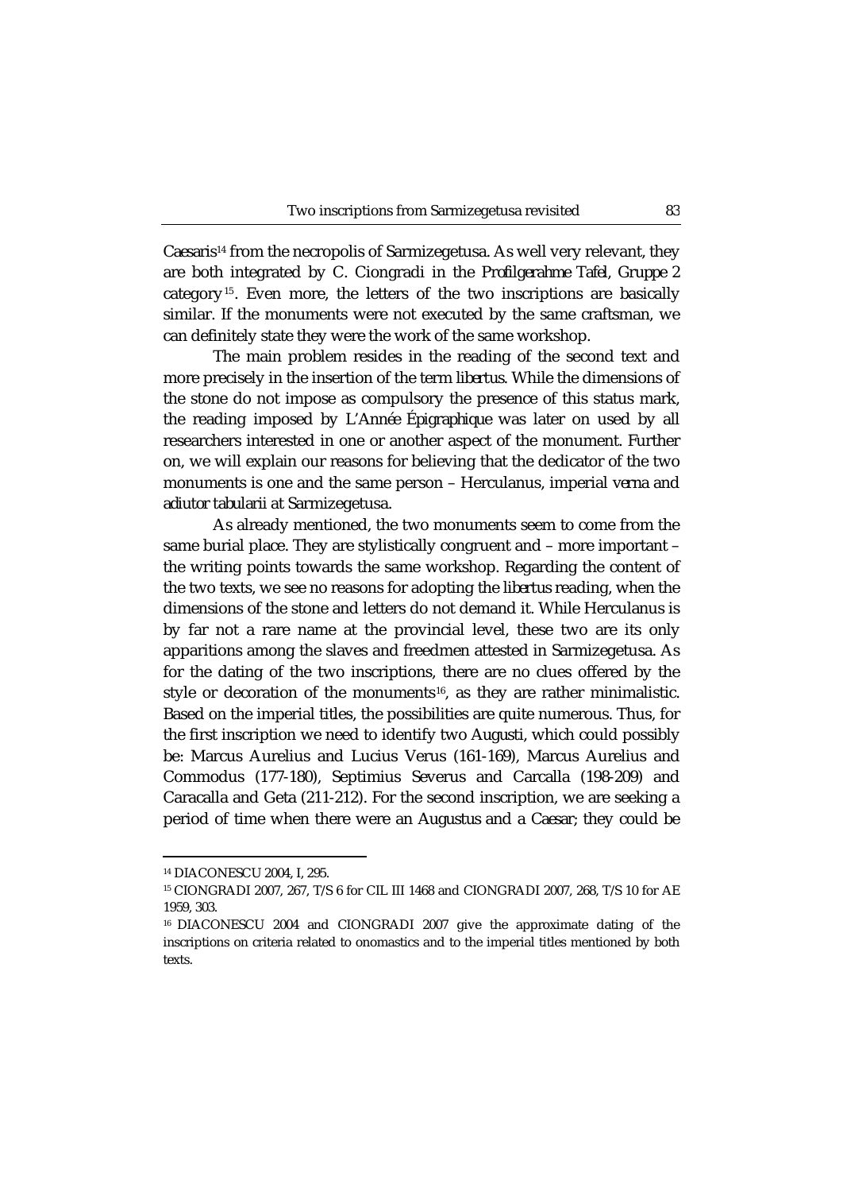*Caesaris*[14] from the necropolis of Sarmizegetusa. As well very relevant, they are both integrated by C. Ciongradi in the *Profilgerahme Tafel*, *Gruppe 2* category[15]. Even more, the letters of the two inscriptions are basically similar. If the monuments were not executed by the same craftsman, we can definitely state they were the work of the same workshop.

The main problem resides in the reading of the second text and more precisely in the insertion of the term *libertus*. While the dimensions of the stone do not impose as compulsory the presence of this status mark, the reading imposed by *L'Année Épigraphique* was later on used by all researchers interested in one or another aspect of the monument. Further on, we will explain our reasons for believing that the dedicator of the two monuments is one and the same person – Herculanus, imperial *verna* and *adiutor tabularii* at Sarmizegetusa.

As already mentioned, the two monuments seem to come from the same burial place. They are stylistically congruent and – more important – the writing points towards the same workshop. Regarding the content of the two texts, we see no reasons for adopting the *libertus* reading, when the dimensions of the stone and letters do not demand it. While Herculanus is by far not a rare name at the provincial level, these two are its only apparitions among the slaves and freedmen attested in Sarmizegetusa. As for the dating of the two inscriptions, there are no clues offered by the style or decoration of the monuments[16], as they are rather minimalistic. Based on the imperial titles, the possibilities are quite numerous. Thus, for the first inscription we need to identify two *Augusti*, which could possibly be: Marcus Aurelius and Lucius Verus (161-169), Marcus Aurelius and Commodus (177-180), Septimius Severus and Carcalla (198-209) and Caracalla and Geta (211-212). For the second inscription, we are seeking a period of time when there were an *Augustus* and a *Caesar*; they could be

---

[14] DIACONESCU 2004, I, 295.

[15] CIONGRADI 2007, 267, T/S 6 for CIL III 1468 and CIONGRADI 2007, 268, T/S 10 for AE 1959, 303.

[16] DIACONESCU 2004 and CIONGRADI 2007 give the approximate dating of the inscriptions on criteria related to onomastics and to the imperial titles mentioned by both texts.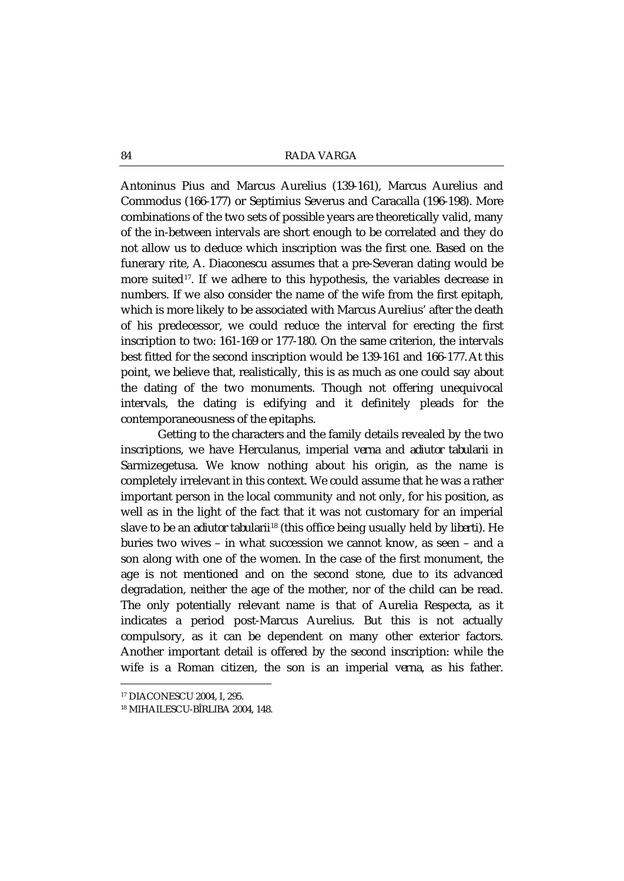Antoninus Pius and Marcus Aurelius (139-161), Marcus Aurelius and Commodus (166-177) or Septimius Severus and Caracalla (196-198). More combinations of the two sets of possible years are theoretically valid, many of the in-between intervals are short enough to be correlated and they do not allow us to deduce which inscription was the first one. Based on the funerary rite, A. Diaconescu assumes that a pre-Severan dating would be more suited[17]. If we adhere to this hypothesis, the variables decrease in numbers. If we also consider the name of the wife from the first epitaph, which is more likely to be associated with Marcus Aurelius' after the death of his predecessor, we could reduce the interval for erecting the first inscription to two: 161-169 or 177-180. On the same criterion, the intervals best fitted for the second inscription would be 139-161 and 166-177. At this point, we believe that, realistically, this is as much as one could say about the dating of the two monuments. Though not offering unequivocal intervals, the dating is edifying and it definitely pleads for the contemporaneousness of the epitaphs.

Getting to the characters and the family details revealed by the two inscriptions, we have Herculanus, imperial *verna* and *adiutor tabularii* in Sarmizegetusa. We know nothing about his origin, as the name is completely irrelevant in this context. We could assume that he was a rather important person in the local community and not only, for his position, as well as in the light of the fact that it was not customary for an imperial slave to be an *adiutor tabularii*[18] (this office being usually held by *liberti*). He buries two wives – in what succession we cannot know, as seen – and a son along with one of the women. In the case of the first monument, the age is not mentioned and on the second stone, due to its advanced degradation, neither the age of the mother, nor of the child can be read. The only potentially relevant name is that of Aurelia Respecta, as it indicates a period post-Marcus Aurelius. But this is not actually compulsory, as it can be dependent on many other exterior factors. Another important detail is offered by the second inscription: while the wife is a Roman citizen, the son is an imperial *verna*, as his father.

---

[17] DIACONESCU 2004, I, 295.

[18] MIHAILESCU-BÎRLIBA 2004, 148.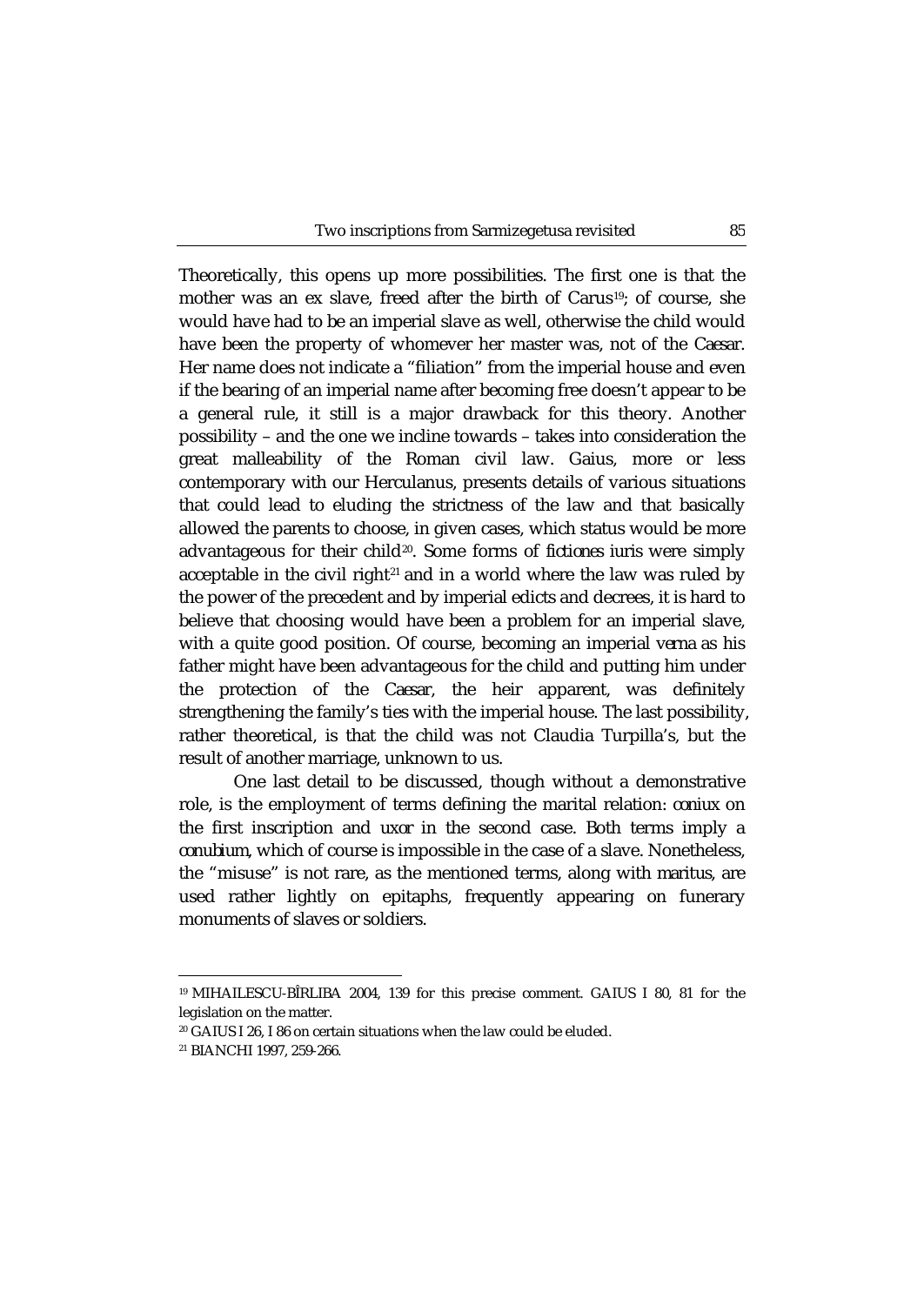Theoretically, this opens up more possibilities. The first one is that the mother was an ex slave, freed after the birth of Carus[19]; of course, she would have had to be an imperial slave as well, otherwise the child would have been the property of whomever her master was, not of the *Caesar*. Her name does not indicate a "filiation" from the imperial house and even if the bearing of an imperial name after becoming free doesn't appear to be a general rule, it still is a major drawback for this theory. Another possibility – and the one we incline towards – takes into consideration the great malleability of the Roman civil law. Gaius, more or less contemporary with our Herculanus, presents details of various situations that could lead to eluding the strictness of the law and that basically allowed the parents to choose, in given cases, which status would be more advantageous for their child[20]. Some forms of *fictiones iuris* were simply acceptable in the civil right[21] and in a world where the law was ruled by the power of the precedent and by imperial edicts and decrees, it is hard to believe that choosing would have been a problem for an imperial slave, with a quite good position. Of course, becoming an imperial *verna* as his father might have been advantageous for the child and putting him under the protection of the *Caesar*, the heir apparent, was definitely strengthening the family's ties with the imperial house. The last possibility, rather theoretical, is that the child was not Claudia Turpilla's, but the result of another marriage, unknown to us.

One last detail to be discussed, though without a demonstrative role, is the employment of terms defining the marital relation: *coniux* on the first inscription and *uxor* in the second case. Both terms imply a *conubium*, which of course is impossible in the case of a slave. Nonetheless, the "misuse" is not rare, as the mentioned terms, along with *maritus*, are used rather lightly on epitaphs, frequently appearing on funerary monuments of slaves or soldiers.

---

[19] MIHAILESCU-BÎRLIBA 2004, 139 for this precise comment. GAIUS I 80, 81 for the legislation on the matter.

[20] GAIUS I 26, I 86 on certain situations when the law could be eluded.

[21] BIANCHI 1997, 259-266.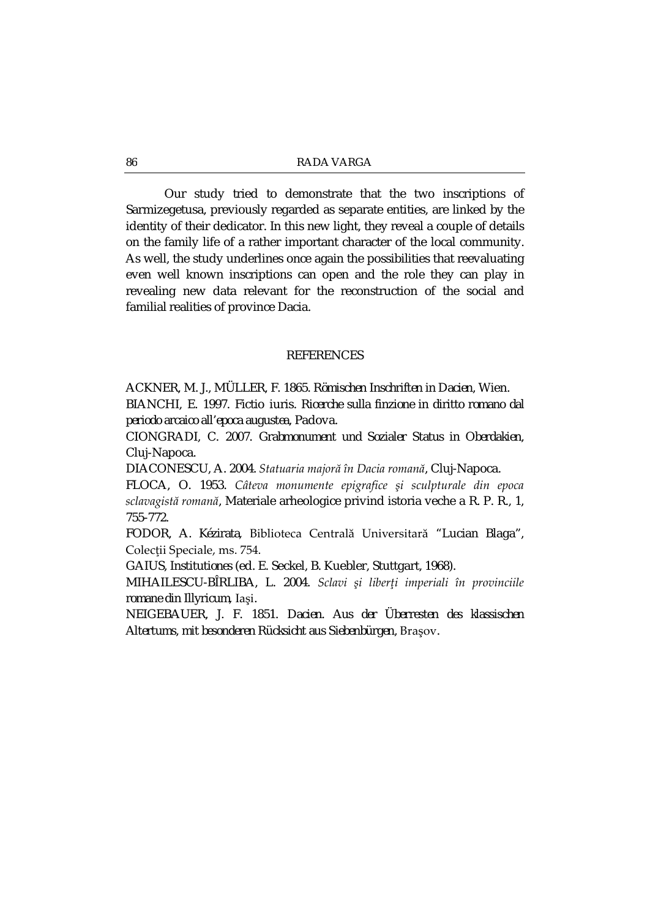Our study tried to demonstrate that the two inscriptions of Sarmizegetusa, previously regarded as separate entities, are linked by the identity of their dedicator. In this new light, they reveal a couple of details on the family life of a rather important character of the local community. As well, the study underlines once again the possibilities that reevaluating even well known inscriptions can open and the role they can play in revealing new data relevant for the reconstruction of the social and familial realities of province Dacia.

## REFERENCES

ACKNER, M. J., MÜLLER, F. 1865. *Römischen Inschriften in Dacien*, Wien.

BIANCHI, E. 1997. *Fictio iuris. Ricerche sulla finzione in diritto romano dal periodo arcaico all'epoca augustea*, Padova.

CIONGRADI, C. 2007. *Grabmonument und Sozialer Status in Oberdakien*, Cluj-Napoca.

DIACONESCU, A. 2004. *Statuaria majoră în Dacia romană*, Cluj-Napoca.

FLOCA, O. 1953. *Câteva monumente epigrafice şi sculpturale din epoca sclavagistă romană*, Materiale arheologice privind istoria veche a R. P. R., 1, 755-772.

FODOR, A. *Kézirata*, Biblioteca Centrală Universitară "Lucian Blaga", Colecţii Speciale, ms. 754.

GAIUS, *Institutiones* (ed. E. Seckel, B. Kuebler, Stuttgart, 1968).

MIHAILESCU-BÎRLIBA, L. 2004. *Sclavi şi liberţi imperiali în provinciile romane din Illyricum*, Iaşi.

NEIGEBAUER, J. F. 1851. *Dacien. Aus der Überresten des klassischen Altertums, mit besonderen Rücksicht aus Siebenbürgen*, Braşov.